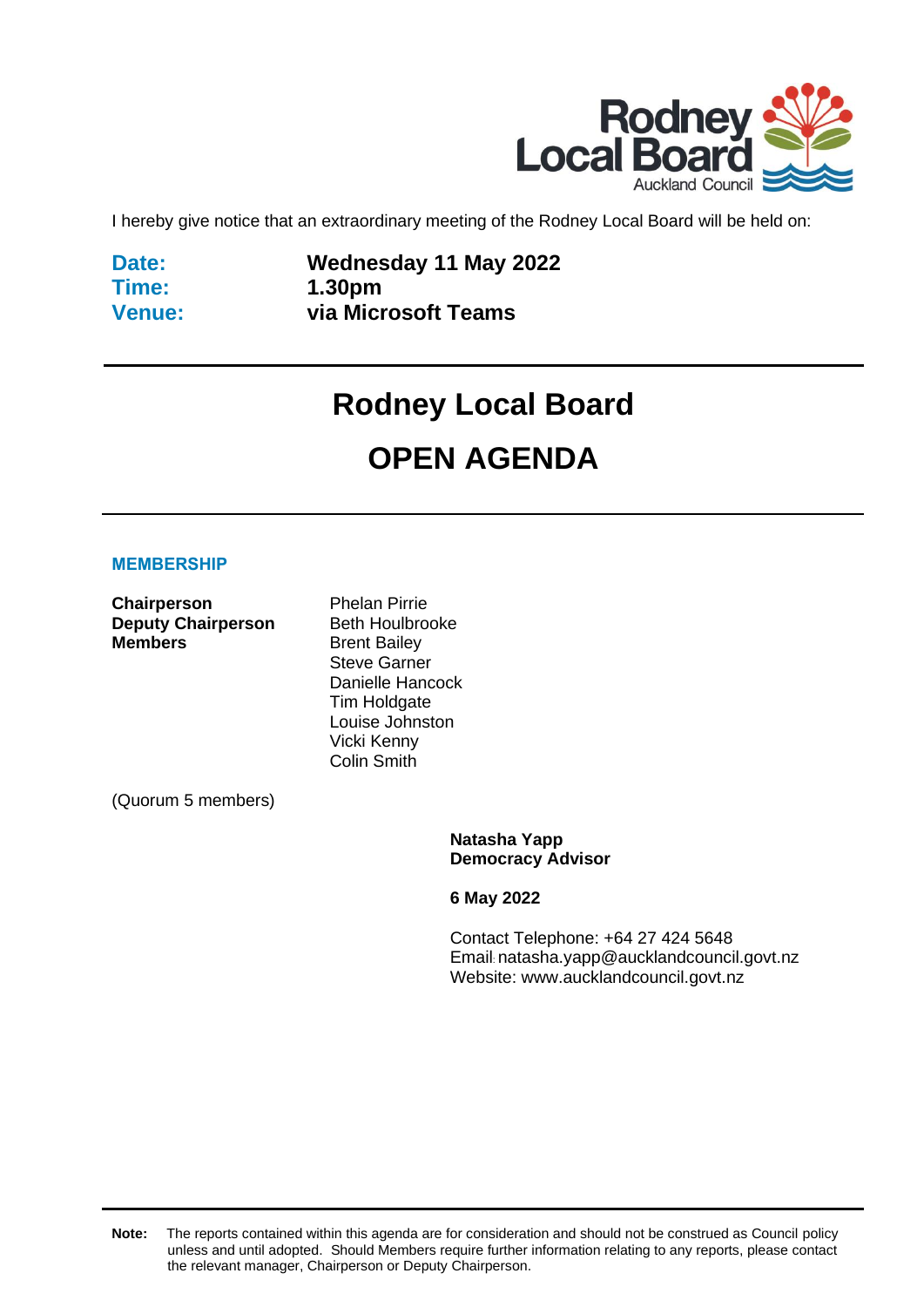Rodney Local Board
Auckland Council

I hereby give notice that an extraordinary meeting of the Rodney Local Board will be held on:

| | |
|---|---|
| **Date:** | **Wednesday 11 May 2022** |
| **Time:** | **1.30pm** |
| **Venue:** | **via Microsoft Teams** |

# Rodney Local Board

# OPEN AGENDA

## MEMBERSHIP

| | |
|---|---|
| **Chairperson** | Phelan Pirrie |
| **Deputy Chairperson** | Beth Houlbrooke |
| **Members** | Brent Bailey |
| | Steve Garner |
| | Danielle Hancock |
| | Tim Holdgate |
| | Louise Johnston |
| | Vicki Kenny |
| | Colin Smith |

(Quorum 5 members)

**Natasha Yapp**
**Democracy Advisor**

**6 May 2022**

Contact Telephone: +64 27 424 5648
Email: natasha.yapp@aucklandcouncil.govt.nz
Website: www.aucklandcouncil.govt.nz

**Note:** The reports contained within this agenda are for consideration and should not be construed as Council policy unless and until adopted. Should Members require further information relating to any reports, please contact the relevant manager, Chairperson or Deputy Chairperson.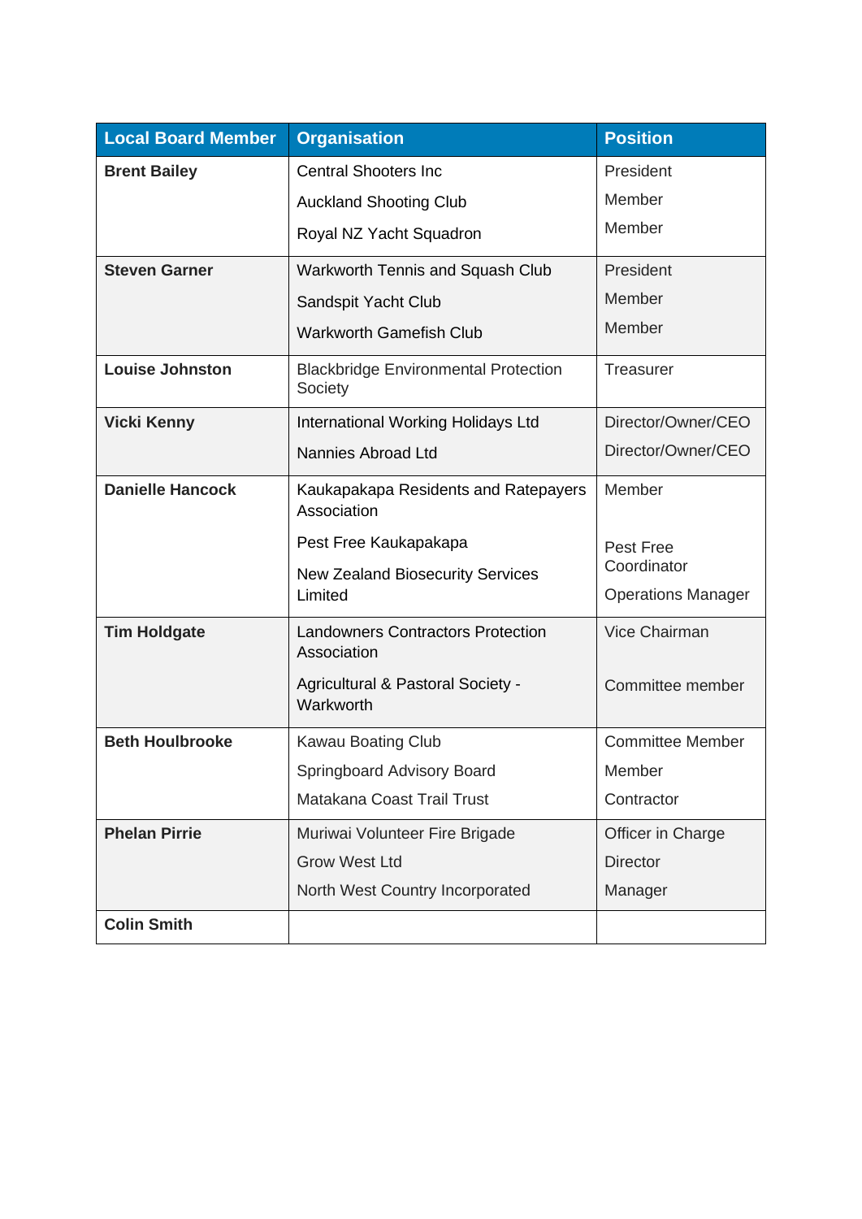| Local Board Member | Organisation | Position |
|---|---|---|
| **Brent Bailey** | Central Shooters Inc<br>Auckland Shooting Club<br>Royal NZ Yacht Squadron | President<br>Member<br>Member |
| **Steven Garner** | Warkworth Tennis and Squash Club<br>Sandspit Yacht Club<br>Warkworth Gamefish Club | President<br>Member<br>Member |
| **Louise Johnston** | Blackbridge Environmental Protection Society | Treasurer |
| **Vicki Kenny** | International Working Holidays Ltd<br>Nannies Abroad Ltd | Director/Owner/CEO<br>Director/Owner/CEO |
| **Danielle Hancock** | Kaukapakapa Residents and Ratepayers Association<br>Pest Free Kaukapakapa<br>New Zealand Biosecurity Services Limited | Member<br>Pest Free Coordinator<br>Operations Manager |
| **Tim Holdgate** | Landowners Contractors Protection Association<br>Agricultural & Pastoral Society - Warkworth | Vice Chairman<br>Committee member |
| **Beth Houlbrooke** | Kawau Boating Club<br>Springboard Advisory Board<br>Matakana Coast Trail Trust | Committee Member<br>Member<br>Contractor |
| **Phelan Pirrie** | Muriwai Volunteer Fire Brigade<br>Grow West Ltd<br>North West Country Incorporated | Officer in Charge<br>Director<br>Manager |
| **Colin Smith** | | |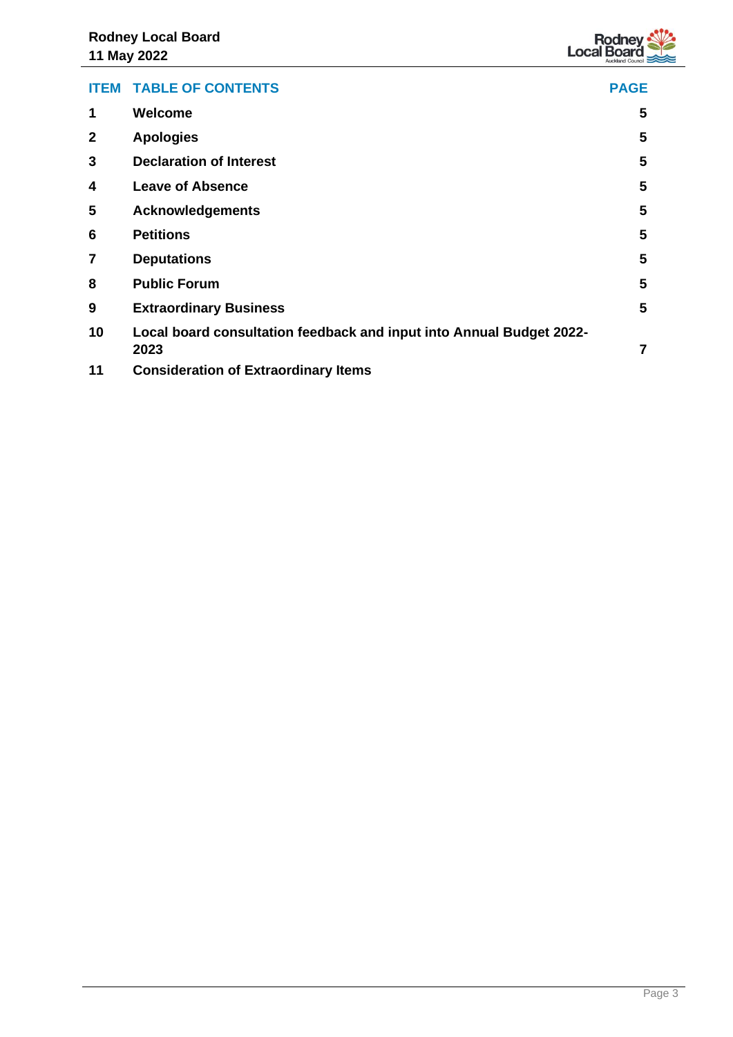| ITEM | TABLE OF CONTENTS | PAGE |
| --- | --- | --- |
| 1 | **Welcome** | 5 |
| 2 | **Apologies** | 5 |
| 3 | **Declaration of Interest** | 5 |
| 4 | **Leave of Absence** | 5 |
| 5 | **Acknowledgements** | 5 |
| 6 | **Petitions** | 5 |
| 7 | **Deputations** | 5 |
| 8 | **Public Forum** | 5 |
| 9 | **Extraordinary Business** | 5 |
| 10 | **Local board consultation feedback and input into Annual Budget 2022-2023** | 7 |
| 11 | **Consideration of Extraordinary Items** | |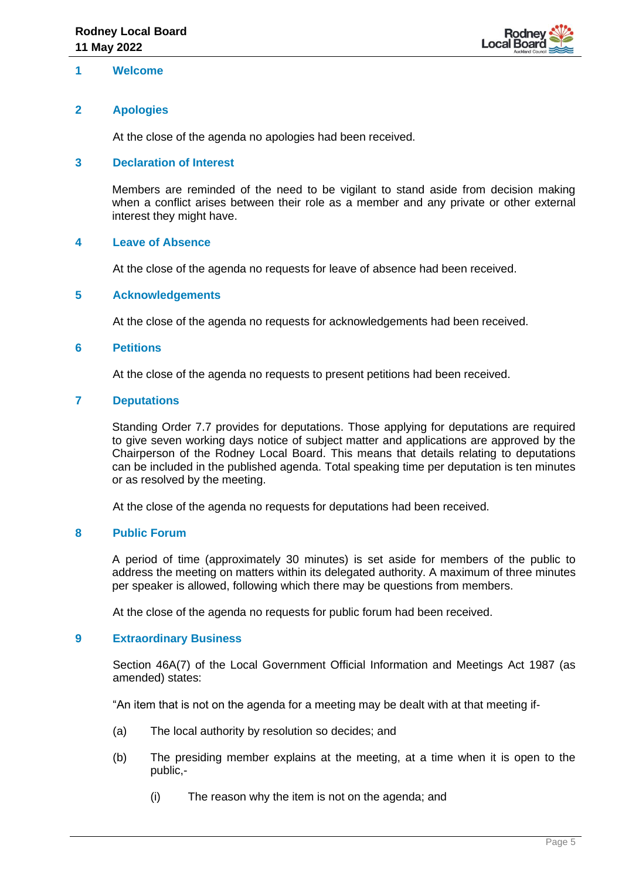## 1 Welcome

## 2 Apologies

At the close of the agenda no apologies had been received.

## 3 Declaration of Interest

Members are reminded of the need to be vigilant to stand aside from decision making when a conflict arises between their role as a member and any private or other external interest they might have.

## 4 Leave of Absence

At the close of the agenda no requests for leave of absence had been received.

## 5 Acknowledgements

At the close of the agenda no requests for acknowledgements had been received.

## 6 Petitions

At the close of the agenda no requests to present petitions had been received.

## 7 Deputations

Standing Order 7.7 provides for deputations. Those applying for deputations are required to give seven working days notice of subject matter and applications are approved by the Chairperson of the Rodney Local Board. This means that details relating to deputations can be included in the published agenda. Total speaking time per deputation is ten minutes or as resolved by the meeting.

At the close of the agenda no requests for deputations had been received.

## 8 Public Forum

A period of time (approximately 30 minutes) is set aside for members of the public to address the meeting on matters within its delegated authority. A maximum of three minutes per speaker is allowed, following which there may be questions from members.

At the close of the agenda no requests for public forum had been received.

## 9 Extraordinary Business

Section 46A(7) of the Local Government Official Information and Meetings Act 1987 (as amended) states:

"An item that is not on the agenda for a meeting may be dealt with at that meeting if-

(a) The local authority by resolution so decides; and

(b) The presiding member explains at the meeting, at a time when it is open to the public,-

  (i) The reason why the item is not on the agenda; and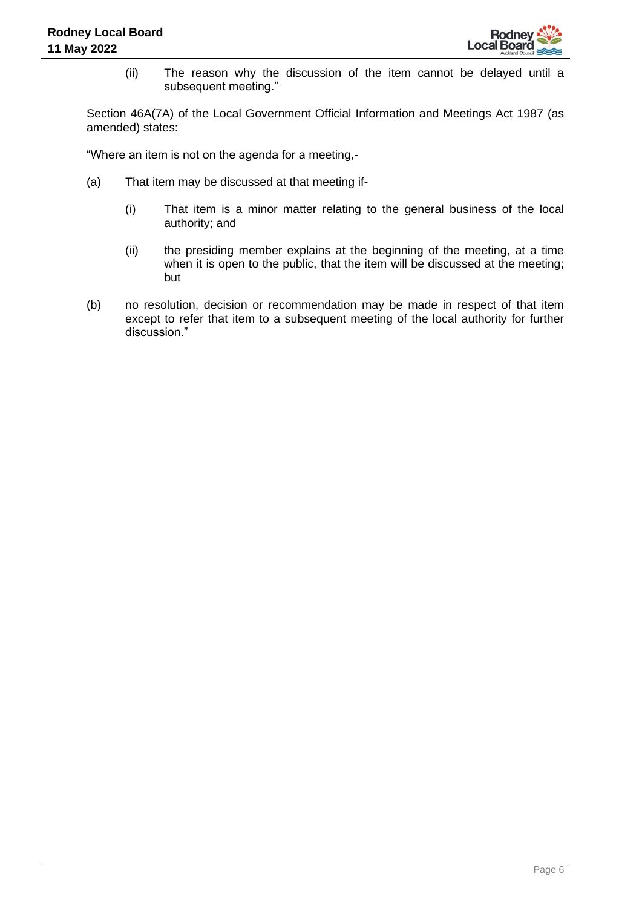(ii) The reason why the discussion of the item cannot be delayed until a subsequent meeting."

Section 46A(7A) of the Local Government Official Information and Meetings Act 1987 (as amended) states:

"Where an item is not on the agenda for a meeting,-

(a) That item may be discussed at that meeting if-

 (i) That item is a minor matter relating to the general business of the local authority; and

 (ii) the presiding member explains at the beginning of the meeting, at a time when it is open to the public, that the item will be discussed at the meeting; but

(b) no resolution, decision or recommendation may be made in respect of that item except to refer that item to a subsequent meeting of the local authority for further discussion."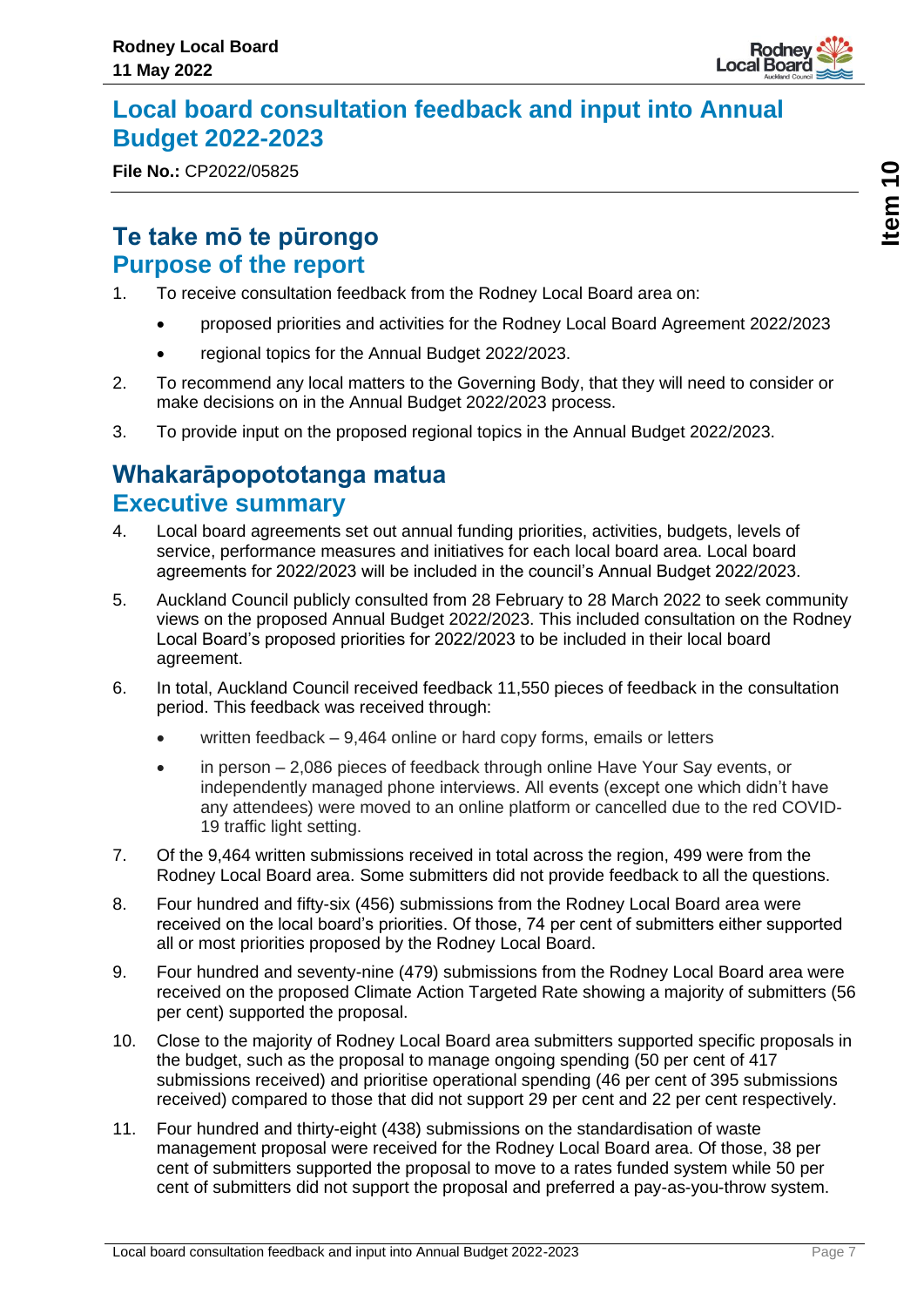# Local board consultation feedback and input into Annual Budget 2022-2023

**File No.:** CP2022/05825

## Te take mō te pūrongo
## Purpose of the report

1. To receive consultation feedback from the Rodney Local Board area on:
   - proposed priorities and activities for the Rodney Local Board Agreement 2022/2023
   - regional topics for the Annual Budget 2022/2023.
2. To recommend any local matters to the Governing Body, that they will need to consider or make decisions on in the Annual Budget 2022/2023 process.
3. To provide input on the proposed regional topics in the Annual Budget 2022/2023.

## Whakarāpopototanga matua
## Executive summary

4. Local board agreements set out annual funding priorities, activities, budgets, levels of service, performance measures and initiatives for each local board area. Local board agreements for 2022/2023 will be included in the council's Annual Budget 2022/2023.
5. Auckland Council publicly consulted from 28 February to 28 March 2022 to seek community views on the proposed Annual Budget 2022/2023. This included consultation on the Rodney Local Board's proposed priorities for 2022/2023 to be included in their local board agreement.
6. In total, Auckland Council received feedback 11,550 pieces of feedback in the consultation period. This feedback was received through:
   - written feedback – 9,464 online or hard copy forms, emails or letters
   - in person – 2,086 pieces of feedback through online Have Your Say events, or independently managed phone interviews. All events (except one which didn't have any attendees) were moved to an online platform or cancelled due to the red COVID-19 traffic light setting.
7. Of the 9,464 written submissions received in total across the region, 499 were from the Rodney Local Board area. Some submitters did not provide feedback to all the questions.
8. Four hundred and fifty-six (456) submissions from the Rodney Local Board area were received on the local board's priorities. Of those, 74 per cent of submitters either supported all or most priorities proposed by the Rodney Local Board.
9. Four hundred and seventy-nine (479) submissions from the Rodney Local Board area were received on the proposed Climate Action Targeted Rate showing a majority of submitters (56 per cent) supported the proposal.
10. Close to the majority of Rodney Local Board area submitters supported specific proposals in the budget, such as the proposal to manage ongoing spending (50 per cent of 417 submissions received) and prioritise operational spending (46 per cent of 395 submissions received) compared to those that did not support 29 per cent and 22 per cent respectively.
11. Four hundred and thirty-eight (438) submissions on the standardisation of waste management proposal were received for the Rodney Local Board area. Of those, 38 per cent of submitters supported the proposal to move to a rates funded system while 50 per cent of submitters did not support the proposal and preferred a pay-as-you-throw system.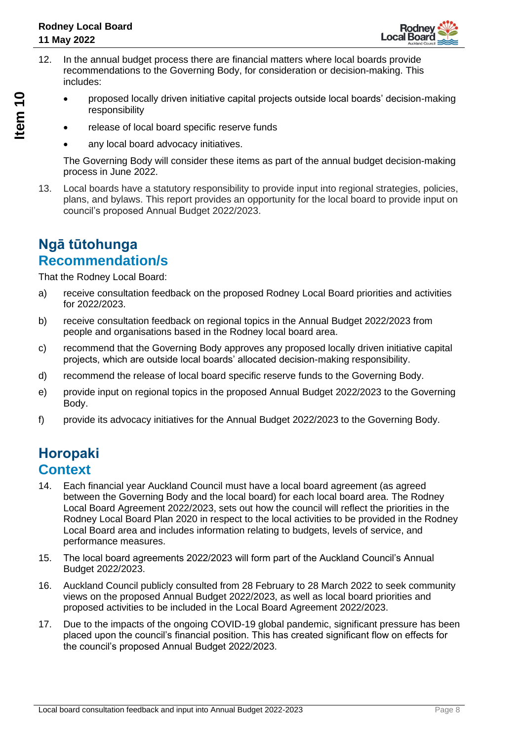12. In the annual budget process there are financial matters where local boards provide recommendations to the Governing Body, for consideration or decision-making. This includes:

    - proposed locally driven initiative capital projects outside local boards' decision-making responsibility
    - release of local board specific reserve funds
    - any local board advocacy initiatives.

    The Governing Body will consider these items as part of the annual budget decision-making process in June 2022.

13. Local boards have a statutory responsibility to provide input into regional strategies, policies, plans, and bylaws. This report provides an opportunity for the local board to provide input on council's proposed Annual Budget 2022/2023.

## Ngā tūtohunga
## Recommendation/s

That the Rodney Local Board:

a) receive consultation feedback on the proposed Rodney Local Board priorities and activities for 2022/2023.

b) receive consultation feedback on regional topics in the Annual Budget 2022/2023 from people and organisations based in the Rodney local board area.

c) recommend that the Governing Body approves any proposed locally driven initiative capital projects, which are outside local boards' allocated decision-making responsibility.

d) recommend the release of local board specific reserve funds to the Governing Body.

e) provide input on regional topics in the proposed Annual Budget 2022/2023 to the Governing Body.

f) provide its advocacy initiatives for the Annual Budget 2022/2023 to the Governing Body.

## Horopaki
## Context

14. Each financial year Auckland Council must have a local board agreement (as agreed between the Governing Body and the local board) for each local board area. The Rodney Local Board Agreement 2022/2023, sets out how the council will reflect the priorities in the Rodney Local Board Plan 2020 in respect to the local activities to be provided in the Rodney Local Board area and includes information relating to budgets, levels of service, and performance measures.

15. The local board agreements 2022/2023 will form part of the Auckland Council's Annual Budget 2022/2023.

16. Auckland Council publicly consulted from 28 February to 28 March 2022 to seek community views on the proposed Annual Budget 2022/2023, as well as local board priorities and proposed activities to be included in the Local Board Agreement 2022/2023.

17. Due to the impacts of the ongoing COVID-19 global pandemic, significant pressure has been placed upon the council's financial position. This has created significant flow on effects for the council's proposed Annual Budget 2022/2023.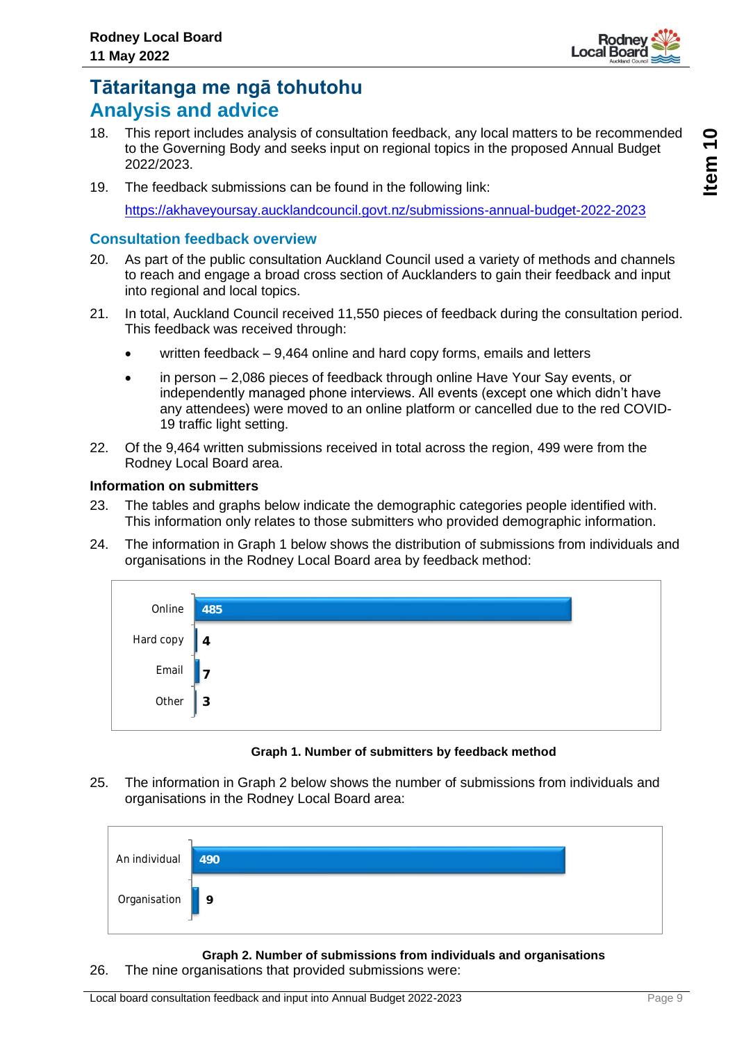# Tātaritanga me ngā tohutohu
## Analysis and advice

18. This report includes analysis of consultation feedback, any local matters to be recommended to the Governing Body and seeks input on regional topics in the proposed Annual Budget 2022/2023.

19. The feedback submissions can be found in the following link:

    https://akhaveyoursay.aucklandcouncil.govt.nz/submissions-annual-budget-2022-2023

### Consultation feedback overview

20. As part of the public consultation Auckland Council used a variety of methods and channels to reach and engage a broad cross section of Aucklanders to gain their feedback and input into regional and local topics.

21. In total, Auckland Council received 11,550 pieces of feedback during the consultation period. This feedback was received through:

    - written feedback – 9,464 online and hard copy forms, emails and letters
    - in person – 2,086 pieces of feedback through online Have Your Say events, or independently managed phone interviews. All events (except one which didn't have any attendees) were moved to an online platform or cancelled due to the red COVID-19 traffic light setting.

22. Of the 9,464 written submissions received in total across the region, 499 were from the Rodney Local Board area.

#### Information on submitters

23. The tables and graphs below indicate the demographic categories people identified with. This information only relates to those submitters who provided demographic information.

24. The information in Graph 1 below shows the distribution of submissions from individuals and organisations in the Rodney Local Board area by feedback method:

Online 485
Hard copy 4
Email 7
Other 3

**Graph 1. Number of submitters by feedback method**

25. The information in Graph 2 below shows the number of submissions from individuals and organisations in the Rodney Local Board area:

An individual 490
Organisation 9

**Graph 2. Number of submissions from individuals and organisations**

26. The nine organisations that provided submissions were: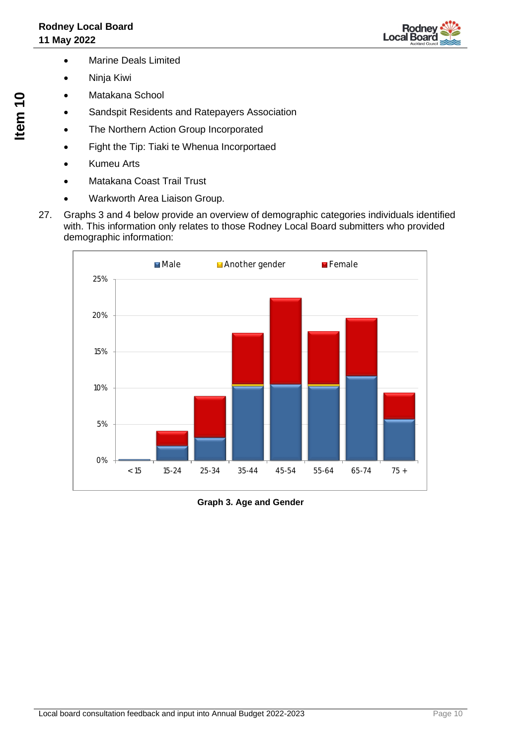- Marine Deals Limited
- Ninja Kiwi
- Matakana School
- Sandspit Residents and Ratepayers Association
- The Northern Action Group Incorporated
- Fight the Tip: Tiaki te Whenua Incorportaed
- Kumeu Arts
- Matakana Coast Trail Trust
- Warkworth Area Liaison Group.

27. Graphs 3 and 4 below provide an overview of demographic categories individuals identified with. This information only relates to those Rodney Local Board submitters who provided demographic information:

Male
Another gender
Female

25%
20%
15%
10%
5%
0%

< 15
15-24
25-34
35-44
45-54
55-64
65-74
75 +

**Graph 3. Age and Gender**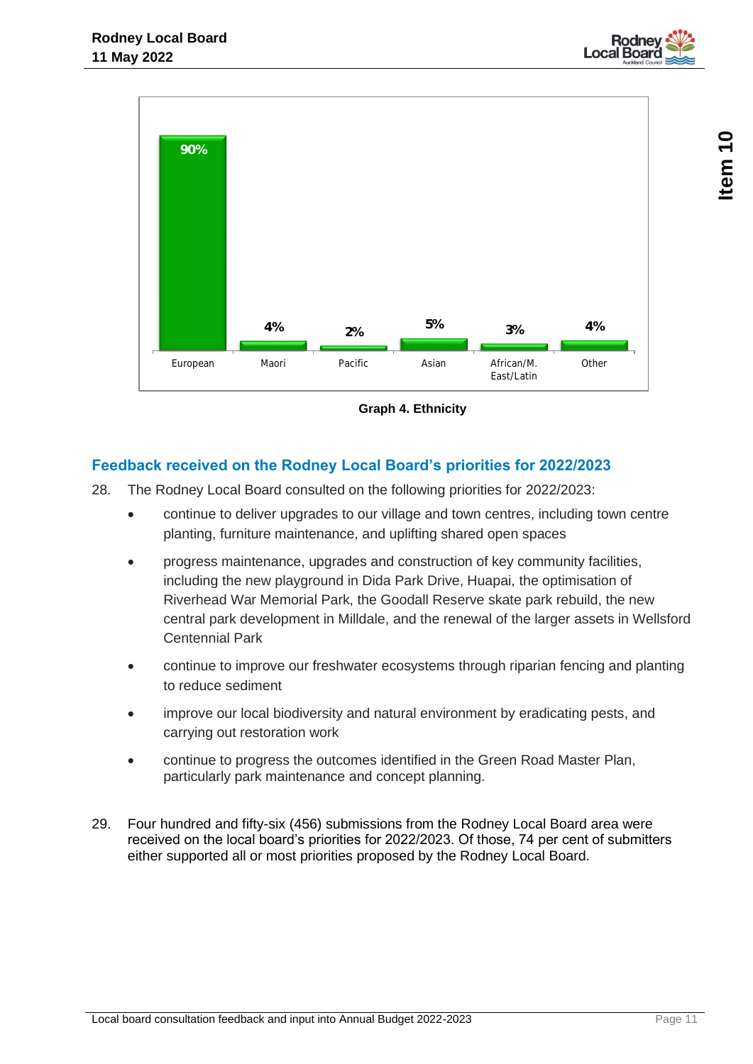90%
4%
2%
5%
3%
4%

European
Maori
Pacific
Asian
African/M. East/Latin
Other

**Graph 4. Ethnicity**

## Feedback received on the Rodney Local Board's priorities for 2022/2023

28. The Rodney Local Board consulted on the following priorities for 2022/2023:
    - continue to deliver upgrades to our village and town centres, including town centre planting, furniture maintenance, and uplifting shared open spaces
    - progress maintenance, upgrades and construction of key community facilities, including the new playground in Dida Park Drive, Huapai, the optimisation of Riverhead War Memorial Park, the Goodall Reserve skate park rebuild, the new central park development in Milldale, and the renewal of the larger assets in Wellsford Centennial Park
    - continue to improve our freshwater ecosystems through riparian fencing and planting to reduce sediment
    - improve our local biodiversity and natural environment by eradicating pests, and carrying out restoration work
    - continue to progress the outcomes identified in the Green Road Master Plan, particularly park maintenance and concept planning.

29. Four hundred and fifty-six (456) submissions from the Rodney Local Board area were received on the local board's priorities for 2022/2023. Of those, 74 per cent of submitters either supported all or most priorities proposed by the Rodney Local Board.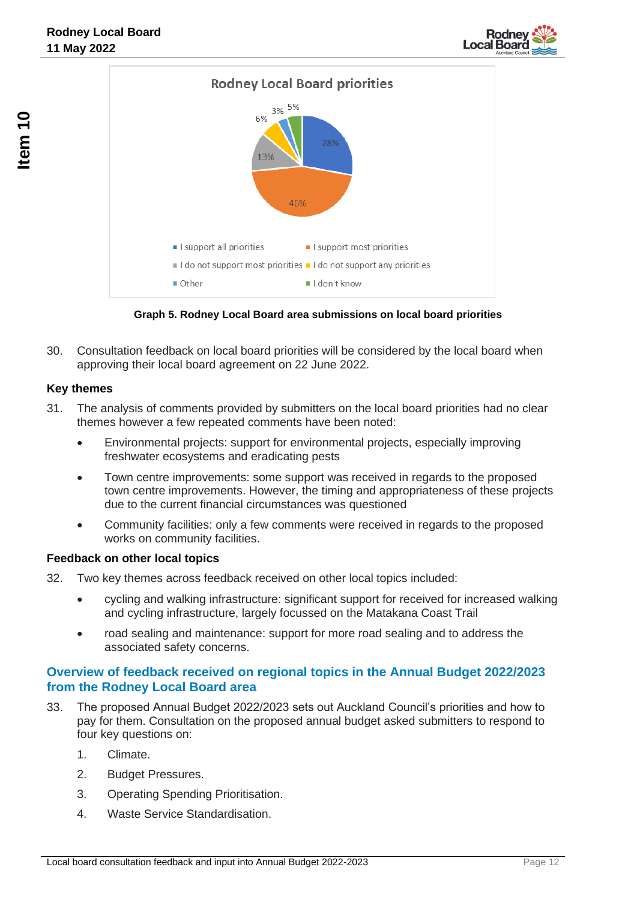Rodney Local Board priorities

6%
3%
5%
28%
13%
46%

I support all priorities
I support most priorities
I do not support most priorities
I do not support any priorities
Other
I don't know

**Graph 5. Rodney Local Board area submissions on local board priorities**

30. Consultation feedback on local board priorities will be considered by the local board when approving their local board agreement on 22 June 2022.

### Key themes

31. The analysis of comments provided by submitters on the local board priorities had no clear themes however a few repeated comments have been noted:
    - Environmental projects: support for environmental projects, especially improving freshwater ecosystems and eradicating pests
    - Town centre improvements: some support was received in regards to the proposed town centre improvements. However, the timing and appropriateness of these projects due to the current financial circumstances was questioned
    - Community facilities: only a few comments were received in regards to the proposed works on community facilities.

### Feedback on other local topics

32. Two key themes across feedback received on other local topics included:
    - cycling and walking infrastructure: significant support for received for increased walking and cycling infrastructure, largely focussed on the Matakana Coast Trail
    - road sealing and maintenance: support for more road sealing and to address the associated safety concerns.

## Overview of feedback received on regional topics in the Annual Budget 2022/2023 from the Rodney Local Board area

33. The proposed Annual Budget 2022/2023 sets out Auckland Council's priorities and how to pay for them. Consultation on the proposed annual budget asked submitters to respond to four key questions on:
    1. Climate.
    2. Budget Pressures.
    3. Operating Spending Prioritisation.
    4. Waste Service Standardisation.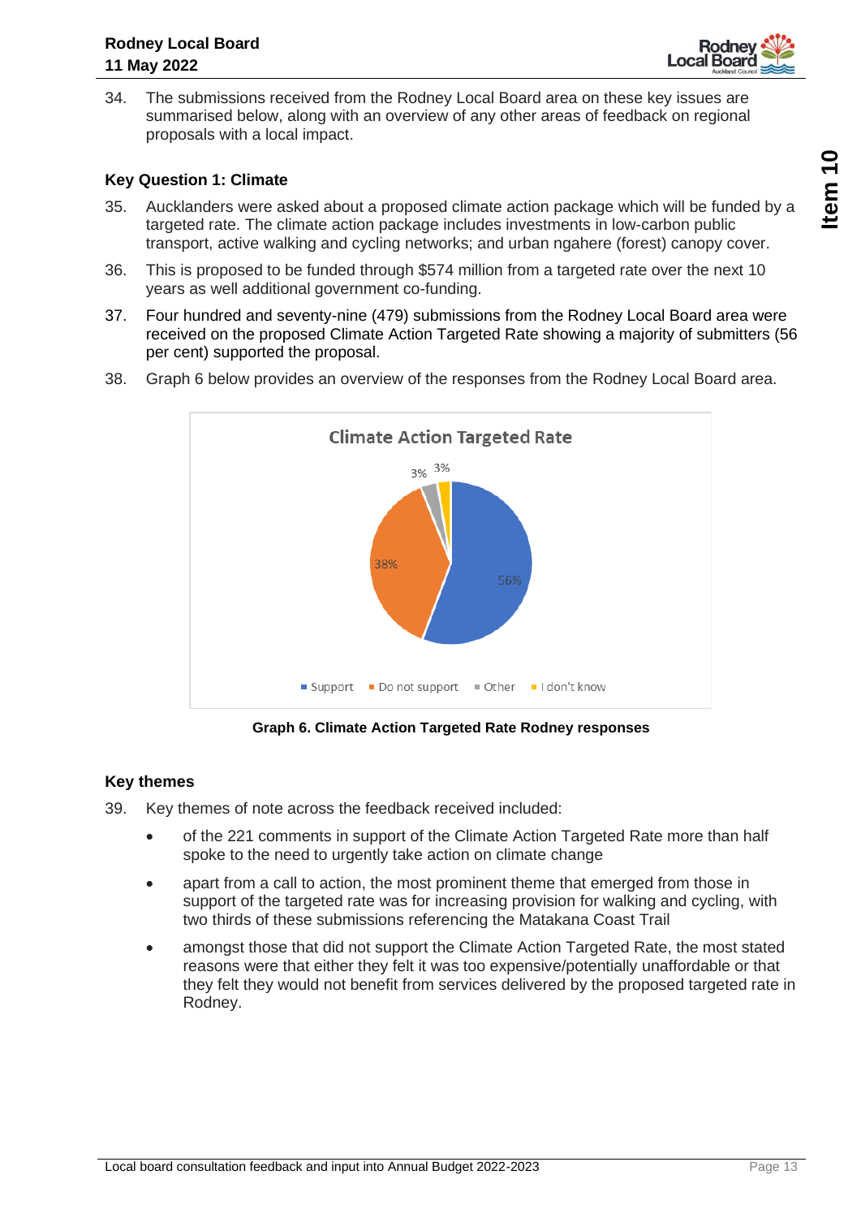34. The submissions received from the Rodney Local Board area on these key issues are summarised below, along with an overview of any other areas of feedback on regional proposals with a local impact.

### Key Question 1: Climate

35. Aucklanders were asked about a proposed climate action package which will be funded by a targeted rate. The climate action package includes investments in low-carbon public transport, active walking and cycling networks; and urban ngahere (forest) canopy cover.

36. This is proposed to be funded through $574 million from a targeted rate over the next 10 years as well additional government co-funding.

37. Four hundred and seventy-nine (479) submissions from the Rodney Local Board area were received on the proposed Climate Action Targeted Rate showing a majority of submitters (56 per cent) supported the proposal.

38. Graph 6 below provides an overview of the responses from the Rodney Local Board area.

Climate Action Targeted Rate

| Response | Percentage |
|---|---|
| Support | 56% |
| Do not support | 38% |
| Other | 3% |
| I don't know | 3% |

**Graph 6. Climate Action Targeted Rate Rodney responses**

### Key themes

39. Key themes of note across the feedback received included:

- of the 221 comments in support of the Climate Action Targeted Rate more than half spoke to the need to urgently take action on climate change
- apart from a call to action, the most prominent theme that emerged from those in support of the targeted rate was for increasing provision for walking and cycling, with two thirds of these submissions referencing the Matakana Coast Trail
- amongst those that did not support the Climate Action Targeted Rate, the most stated reasons were that either they felt it was too expensive/potentially unaffordable or that they felt they would not benefit from services delivered by the proposed targeted rate in Rodney.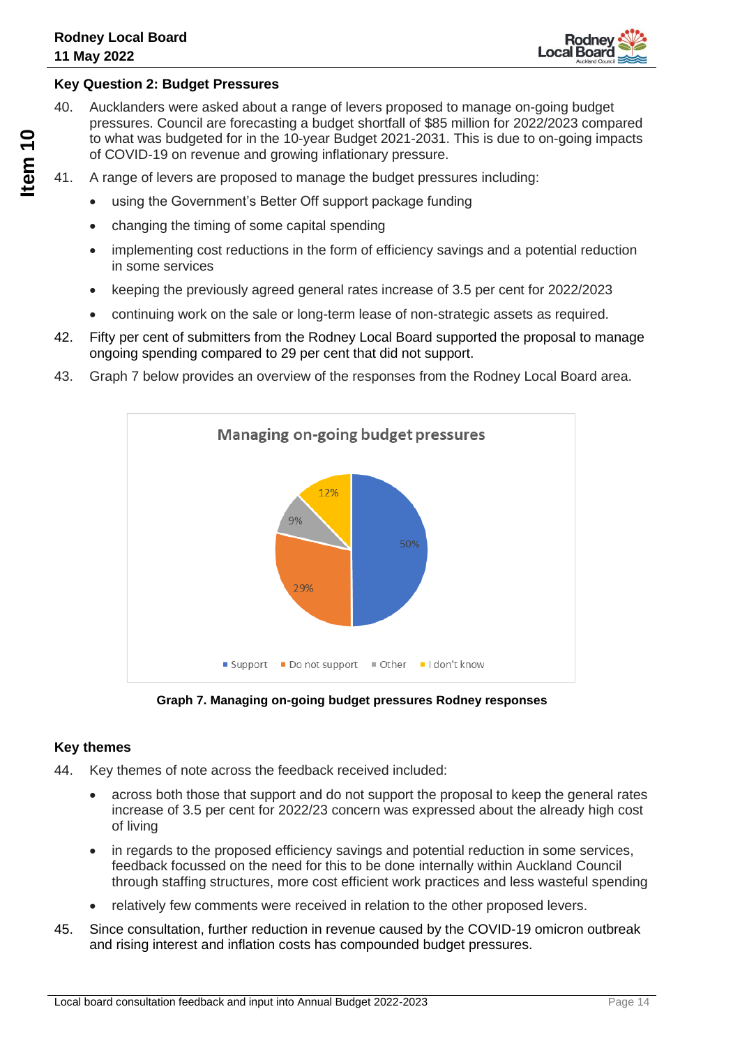### Key Question 2: Budget Pressures

40. Aucklanders were asked about a range of levers proposed to manage on-going budget pressures. Council are forecasting a budget shortfall of $85 million for 2022/2023 compared to what was budgeted for in the 10-year Budget 2021-2031. This is due to on-going impacts of COVID-19 on revenue and growing inflationary pressure.

41. A range of levers are proposed to manage the budget pressures including:
    - using the Government's Better Off support package funding
    - changing the timing of some capital spending
    - implementing cost reductions in the form of efficiency savings and a potential reduction in some services
    - keeping the previously agreed general rates increase of 3.5 per cent for 2022/2023
    - continuing work on the sale or long-term lease of non-strategic assets as required.

42. Fifty per cent of submitters from the Rodney Local Board supported the proposal to manage ongoing spending compared to 29 per cent that did not support.

43. Graph 7 below provides an overview of the responses from the Rodney Local Board area.

Managing on-going budget pressures

50%
29%
9%
12%

Support
Do not support
Other
I don't know

**Graph 7. Managing on-going budget pressures Rodney responses**

### Key themes

44. Key themes of note across the feedback received included:
    - across both those that support and do not support the proposal to keep the general rates increase of 3.5 per cent for 2022/23 concern was expressed about the already high cost of living
    - in regards to the proposed efficiency savings and potential reduction in some services, feedback focussed on the need for this to be done internally within Auckland Council through staffing structures, more cost efficient work practices and less wasteful spending
    - relatively few comments were received in relation to the other proposed levers.

45. Since consultation, further reduction in revenue caused by the COVID-19 omicron outbreak and rising interest and inflation costs has compounded budget pressures.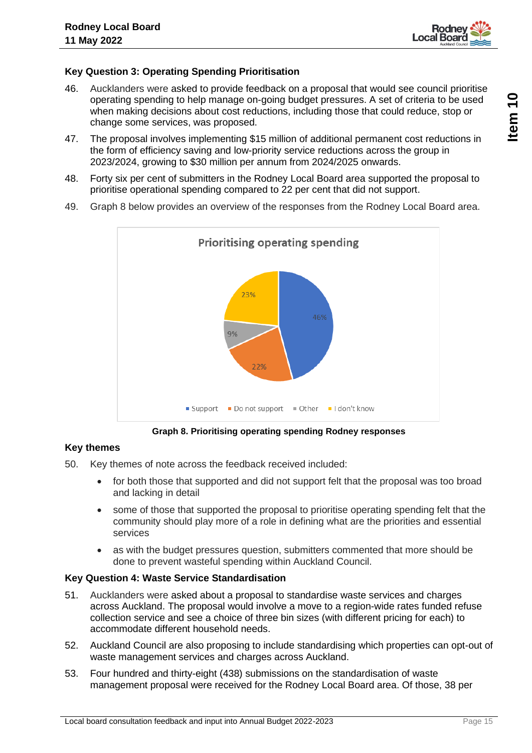### Key Question 3: Operating Spending Prioritisation

46. Aucklanders were asked to provide feedback on a proposal that would see council prioritise operating spending to help manage on-going budget pressures. A set of criteria to be used when making decisions about cost reductions, including those that could reduce, stop or change some services, was proposed.

47. The proposal involves implementing $15 million of additional permanent cost reductions in the form of efficiency saving and low-priority service reductions across the group in 2023/2024, growing to $30 million per annum from 2024/2025 onwards.

48. Forty six per cent of submitters in the Rodney Local Board area supported the proposal to prioritise operational spending compared to 22 per cent that did not support.

49. Graph 8 below provides an overview of the responses from the Rodney Local Board area.

Prioritising operating spending

46%
22%
9%
23%

Support
Do not support
Other
I don't know

**Graph 8. Prioritising operating spending Rodney responses**

### Key themes

50. Key themes of note across the feedback received included:

- for both those that supported and did not support felt that the proposal was too broad and lacking in detail
- some of those that supported the proposal to prioritise operating spending felt that the community should play more of a role in defining what are the priorities and essential services
- as with the budget pressures question, submitters commented that more should be done to prevent wasteful spending within Auckland Council.

### Key Question 4: Waste Service Standardisation

51. Aucklanders were asked about a proposal to standardise waste services and charges across Auckland. The proposal would involve a move to a region-wide rates funded refuse collection service and see a choice of three bin sizes (with different pricing for each) to accommodate different household needs.

52. Auckland Council are also proposing to include standardising which properties can opt-out of waste management services and charges across Auckland.

53. Four hundred and thirty-eight (438) submissions on the standardisation of waste management proposal were received for the Rodney Local Board area. Of those, 38 per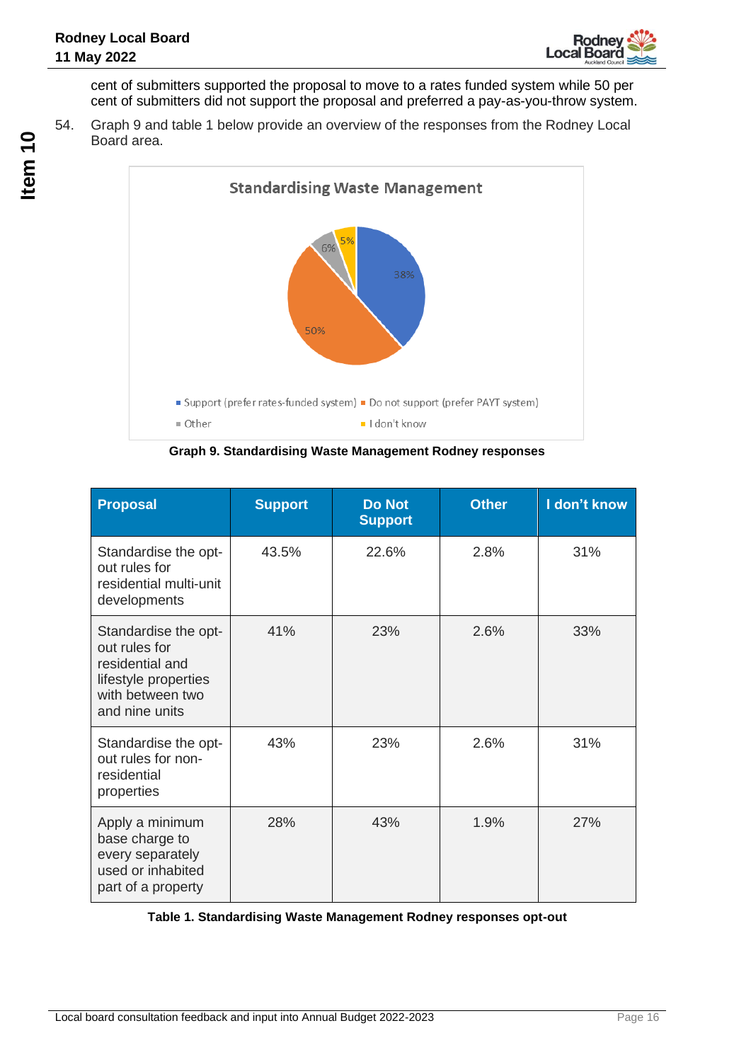cent of submitters supported the proposal to move to a rates funded system while 50 per cent of submitters did not support the proposal and preferred a pay-as-you-throw system.

54. Graph 9 and table 1 below provide an overview of the responses from the Rodney Local Board area.

Standardising Waste Management

38%
50%
6%
5%

Support (prefer rates-funded system)
Do not support (prefer PAYT system)
Other
I don't know

**Graph 9. Standardising Waste Management Rodney responses**

| Proposal | Support | Do Not Support | Other | I don't know |
| --- | --- | --- | --- | --- |
| Standardise the opt-out rules for residential multi-unit developments | 43.5% | 22.6% | 2.8% | 31% |
| Standardise the opt-out rules for residential and lifestyle properties with between two and nine units | 41% | 23% | 2.6% | 33% |
| Standardise the opt-out rules for non-residential properties | 43% | 23% | 2.6% | 31% |
| Apply a minimum base charge to every separately used or inhabited part of a property | 28% | 43% | 1.9% | 27% |

**Table 1. Standardising Waste Management Rodney responses opt-out**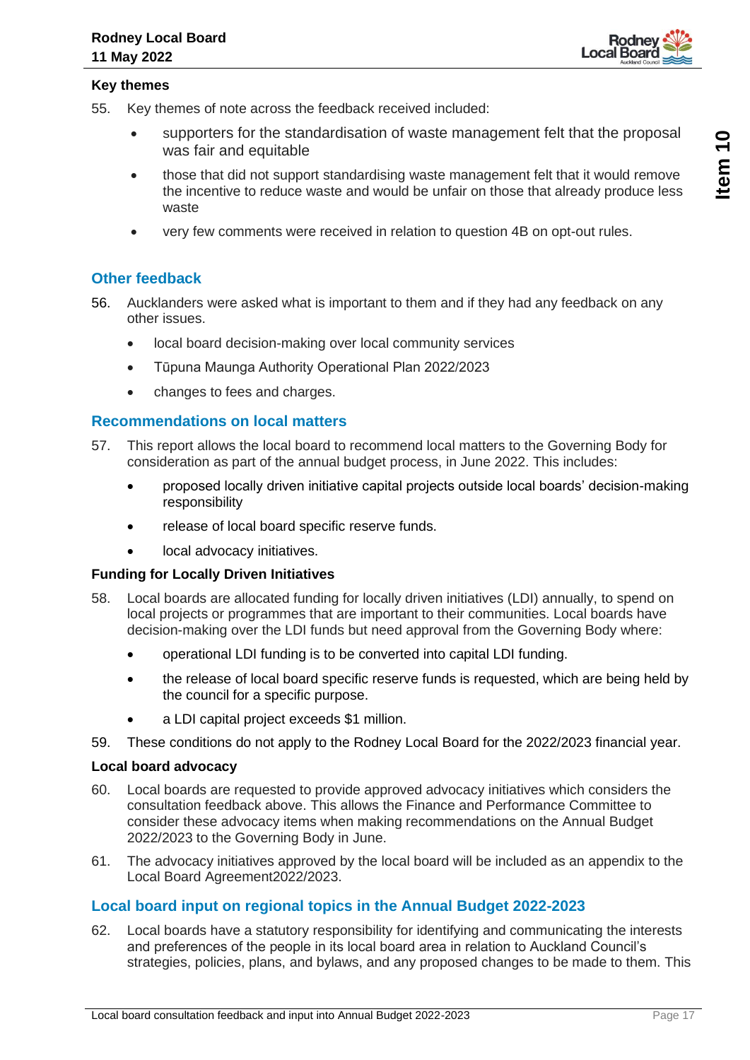### Key themes

55. Key themes of note across the feedback received included:

    - supporters for the standardisation of waste management felt that the proposal was fair and equitable
    - those that did not support standardising waste management felt that it would remove the incentive to reduce waste and would be unfair on those that already produce less waste
    - very few comments were received in relation to question 4B on opt-out rules.

## Other feedback

56. Aucklanders were asked what is important to them and if they had any feedback on any other issues.

    - local board decision-making over local community services
    - Tūpuna Maunga Authority Operational Plan 2022/2023
    - changes to fees and charges.

## Recommendations on local matters

57. This report allows the local board to recommend local matters to the Governing Body for consideration as part of the annual budget process, in June 2022. This includes:

    - proposed locally driven initiative capital projects outside local boards' decision-making responsibility
    - release of local board specific reserve funds.
    - local advocacy initiatives.

### Funding for Locally Driven Initiatives

58. Local boards are allocated funding for locally driven initiatives (LDI) annually, to spend on local projects or programmes that are important to their communities. Local boards have decision-making over the LDI funds but need approval from the Governing Body where:

    - operational LDI funding is to be converted into capital LDI funding.
    - the release of local board specific reserve funds is requested, which are being held by the council for a specific purpose.
    - a LDI capital project exceeds $1 million.

59. These conditions do not apply to the Rodney Local Board for the 2022/2023 financial year.

### Local board advocacy

60. Local boards are requested to provide approved advocacy initiatives which considers the consultation feedback above. This allows the Finance and Performance Committee to consider these advocacy items when making recommendations on the Annual Budget 2022/2023 to the Governing Body in June.

61. The advocacy initiatives approved by the local board will be included as an appendix to the Local Board Agreement2022/2023.

## Local board input on regional topics in the Annual Budget 2022-2023

62. Local boards have a statutory responsibility for identifying and communicating the interests and preferences of the people in its local board area in relation to Auckland Council's strategies, policies, plans, and bylaws, and any proposed changes to be made to them. This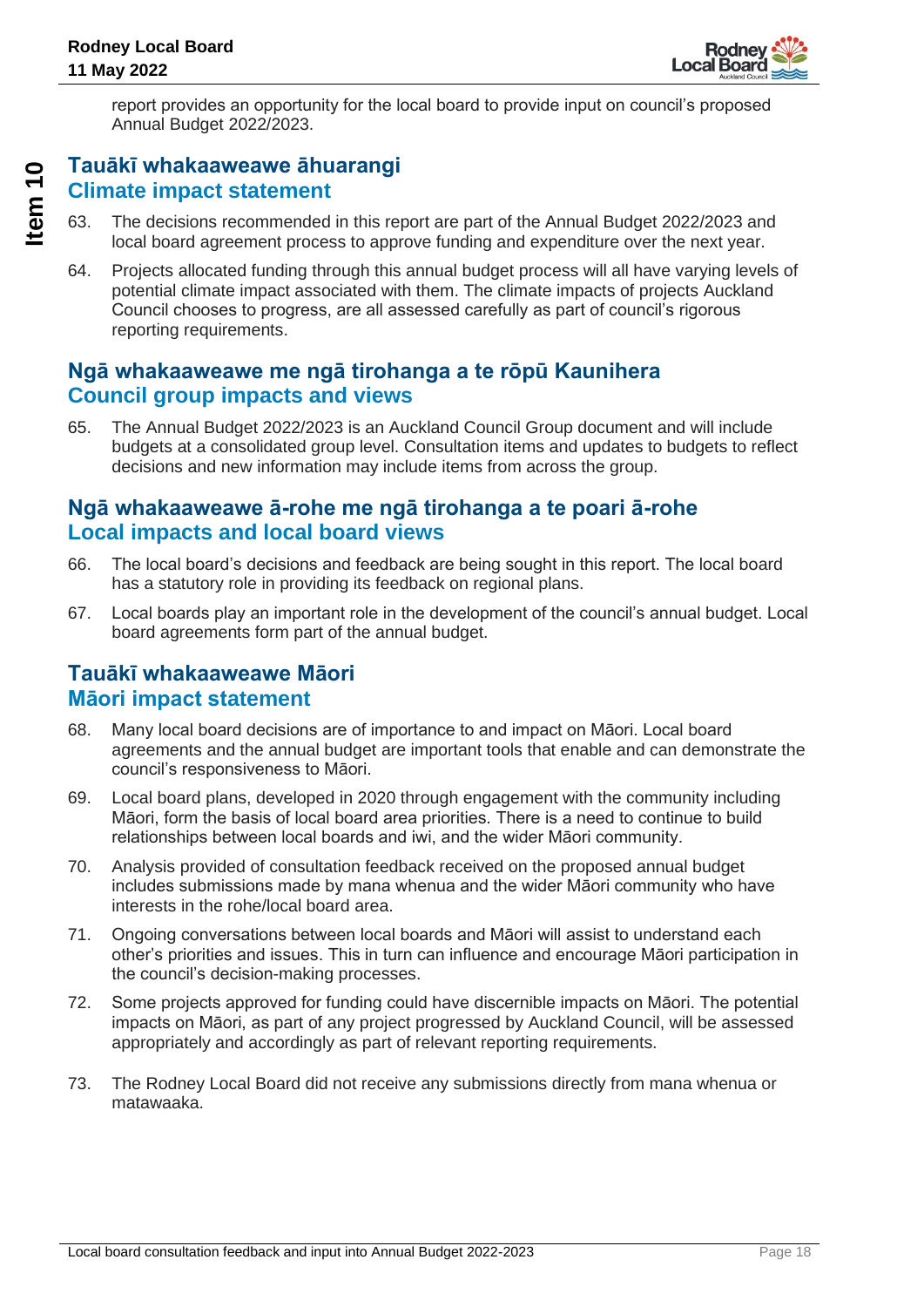report provides an opportunity for the local board to provide input on council's proposed Annual Budget 2022/2023.

## Tauākī whakaaweawe āhuarangi
## Climate impact statement

63. The decisions recommended in this report are part of the Annual Budget 2022/2023 and local board agreement process to approve funding and expenditure over the next year.

64. Projects allocated funding through this annual budget process will all have varying levels of potential climate impact associated with them. The climate impacts of projects Auckland Council chooses to progress, are all assessed carefully as part of council's rigorous reporting requirements.

## Ngā whakaaweawe me ngā tirohanga a te rōpū Kaunihera
## Council group impacts and views

65. The Annual Budget 2022/2023 is an Auckland Council Group document and will include budgets at a consolidated group level. Consultation items and updates to budgets to reflect decisions and new information may include items from across the group.

## Ngā whakaaweawe ā-rohe me ngā tirohanga a te poari ā-rohe
## Local impacts and local board views

66. The local board's decisions and feedback are being sought in this report. The local board has a statutory role in providing its feedback on regional plans.

67. Local boards play an important role in the development of the council's annual budget. Local board agreements form part of the annual budget.

## Tauākī whakaaweawe Māori
## Māori impact statement

68. Many local board decisions are of importance to and impact on Māori. Local board agreements and the annual budget are important tools that enable and can demonstrate the council's responsiveness to Māori.

69. Local board plans, developed in 2020 through engagement with the community including Māori, form the basis of local board area priorities. There is a need to continue to build relationships between local boards and iwi, and the wider Māori community.

70. Analysis provided of consultation feedback received on the proposed annual budget includes submissions made by mana whenua and the wider Māori community who have interests in the rohe/local board area.

71. Ongoing conversations between local boards and Māori will assist to understand each other's priorities and issues. This in turn can influence and encourage Māori participation in the council's decision-making processes.

72. Some projects approved for funding could have discernible impacts on Māori. The potential impacts on Māori, as part of any project progressed by Auckland Council, will be assessed appropriately and accordingly as part of relevant reporting requirements.

73. The Rodney Local Board did not receive any submissions directly from mana whenua or matawaaka.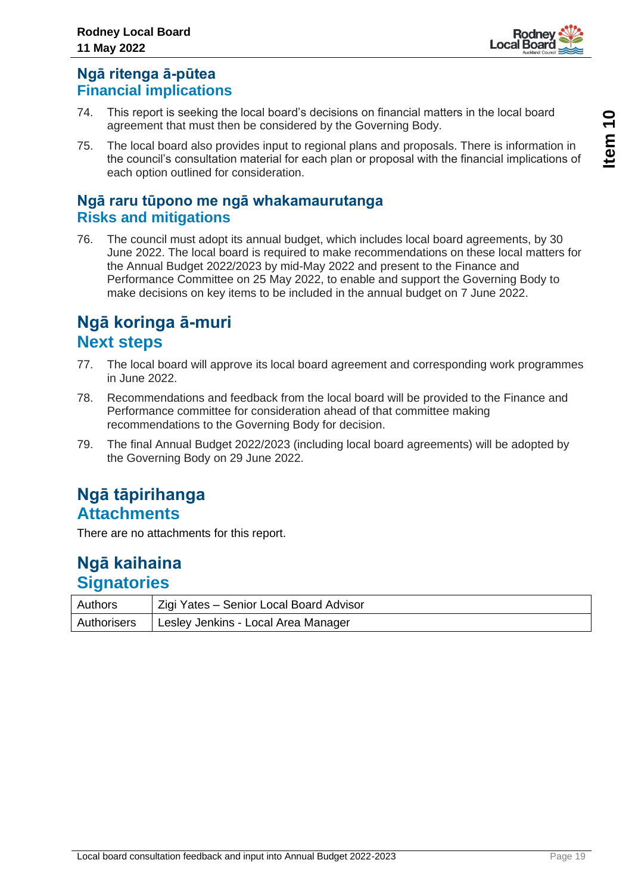## Ngā ritenga ā-pūtea
## Financial implications

74. This report is seeking the local board's decisions on financial matters in the local board agreement that must then be considered by the Governing Body.

75. The local board also provides input to regional plans and proposals. There is information in the council's consultation material for each plan or proposal with the financial implications of each option outlined for consideration.

## Ngā raru tūpono me ngā whakamaurutanga
## Risks and mitigations

76. The council must adopt its annual budget, which includes local board agreements, by 30 June 2022. The local board is required to make recommendations on these local matters for the Annual Budget 2022/2023 by mid-May 2022 and present to the Finance and Performance Committee on 25 May 2022, to enable and support the Governing Body to make decisions on key items to be included in the annual budget on 7 June 2022.

# Ngā koringa ā-muri
# Next steps

77. The local board will approve its local board agreement and corresponding work programmes in June 2022.

78. Recommendations and feedback from the local board will be provided to the Finance and Performance committee for consideration ahead of that committee making recommendations to the Governing Body for decision.

79. The final Annual Budget 2022/2023 (including local board agreements) will be adopted by the Governing Body on 29 June 2022.

# Ngā tāpirihanga
# Attachments

There are no attachments for this report.

# Ngā kaihaina
# Signatories

| | |
|---|---|
| Authors | Zigi Yates – Senior Local Board Advisor |
| Authorisers | Lesley Jenkins - Local Area Manager |